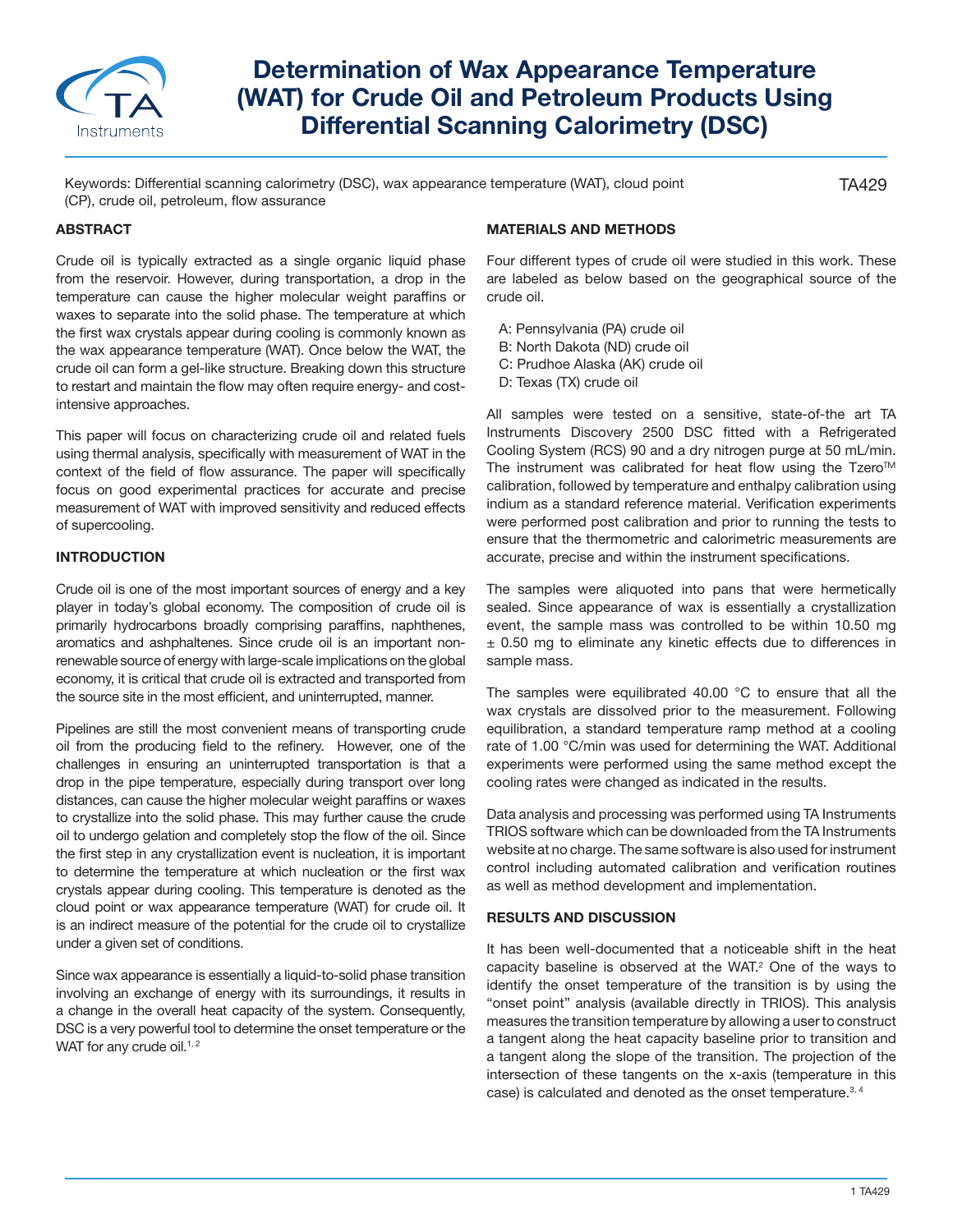# Determination of Wax Appearance Temperature (WAT) for Crude Oil and Petroleum Products Using Differential Scanning Calorimetry (DSC)

Keywords: Differential scanning calorimetry (DSC), wax appearance temperature (WAT), cloud point (CP), crude oil, petroleum, flow assurance

TA429

## ABSTRACT

Crude oil is typically extracted as a single organic liquid phase from the reservoir. However, during transportation, a drop in the temperature can cause the higher molecular weight paraffins or waxes to separate into the solid phase. The temperature at which the first wax crystals appear during cooling is commonly known as the wax appearance temperature (WAT). Once below the WAT, the crude oil can form a gel-like structure. Breaking down this structure to restart and maintain the flow may often require energy- and cost-intensive approaches.

This paper will focus on characterizing crude oil and related fuels using thermal analysis, specifically with measurement of WAT in the context of the field of flow assurance. The paper will specifically focus on good experimental practices for accurate and precise measurement of WAT with improved sensitivity and reduced effects of supercooling.

## INTRODUCTION

Crude oil is one of the most important sources of energy and a key player in today's global economy. The composition of crude oil is primarily hydrocarbons broadly comprising paraffins, naphthenes, aromatics and ashphaltenes. Since crude oil is an important non-renewable source of energy with large-scale implications on the global economy, it is critical that crude oil is extracted and transported from the source site in the most efficient, and uninterrupted, manner.

Pipelines are still the most convenient means of transporting crude oil from the producing field to the refinery. However, one of the challenges in ensuring an uninterrupted transportation is that a drop in the pipe temperature, especially during transport over long distances, can cause the higher molecular weight paraffins or waxes to crystallize into the solid phase. This may further cause the crude oil to undergo gelation and completely stop the flow of the oil. Since the first step in any crystallization event is nucleation, it is important to determine the temperature at which nucleation or the first wax crystals appear during cooling. This temperature is denoted as the cloud point or wax appearance temperature (WAT) for crude oil. It is an indirect measure of the potential for the crude oil to crystallize under a given set of conditions.

Since wax appearance is essentially a liquid-to-solid phase transition involving an exchange of energy with its surroundings, it results in a change in the overall heat capacity of the system. Consequently, DSC is a very powerful tool to determine the onset temperature or the WAT for any crude oil.[1, 2]

## MATERIALS AND METHODS

Four different types of crude oil were studied in this work. These are labeled as below based on the geographical source of the crude oil.

A: Pennsylvania (PA) crude oil
B: North Dakota (ND) crude oil
C: Prudhoe Alaska (AK) crude oil
D: Texas (TX) crude oil

All samples were tested on a sensitive, state-of-the art TA Instruments Discovery 2500 DSC fitted with a Refrigerated Cooling System (RCS) 90 and a dry nitrogen purge at 50 mL/min. The instrument was calibrated for heat flow using the Tzero™ calibration, followed by temperature and enthalpy calibration using indium as a standard reference material. Verification experiments were performed post calibration and prior to running the tests to ensure that the thermometric and calorimetric measurements are accurate, precise and within the instrument specifications.

The samples were aliquoted into pans that were hermetically sealed. Since appearance of wax is essentially a crystallization event, the sample mass was controlled to be within 10.50 mg ± 0.50 mg to eliminate any kinetic effects due to differences in sample mass.

The samples were equilibrated 40.00 °C to ensure that all the wax crystals are dissolved prior to the measurement. Following equilibration, a standard temperature ramp method at a cooling rate of 1.00 °C/min was used for determining the WAT. Additional experiments were performed using the same method except the cooling rates were changed as indicated in the results.

Data analysis and processing was performed using TA Instruments TRIOS software which can be downloaded from the TA Instruments website at no charge. The same software is also used for instrument control including automated calibration and verification routines as well as method development and implementation.

## RESULTS AND DISCUSSION

It has been well-documented that a noticeable shift in the heat capacity baseline is observed at the WAT.[2] One of the ways to identify the onset temperature of the transition is by using the "onset point" analysis (available directly in TRIOS). This analysis measures the transition temperature by allowing a user to construct a tangent along the heat capacity baseline prior to transition and a tangent along the slope of the transition. The projection of the intersection of these tangents on the x-axis (temperature in this case) is calculated and denoted as the onset temperature.[3, 4]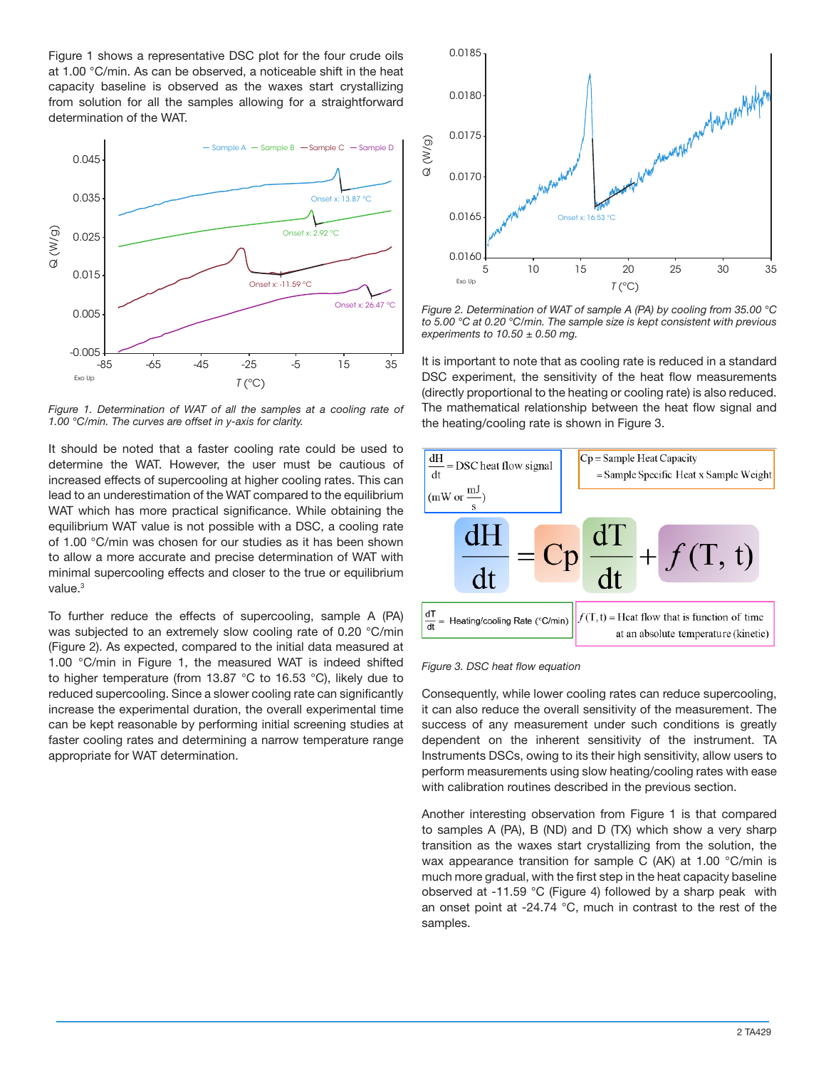Figure 1 shows a representative DSC plot for the four crude oils at 1.00 °C/min. As can be observed, a noticeable shift in the heat capacity baseline is observed as the waxes start crystallizing from solution for all the samples allowing for a straightforward determination of the WAT.

*Figure 1. Determination of WAT of all the samples at a cooling rate of 1.00 °C/min. The curves are offset in y-axis for clarity.*

It should be noted that a faster cooling rate could be used to determine the WAT. However, the user must be cautious of increased effects of supercooling at higher cooling rates. This can lead to an underestimation of the WAT compared to the equilibrium WAT which has more practical significance. While obtaining the equilibrium WAT value is not possible with a DSC, a cooling rate of 1.00 °C/min was chosen for our studies as it has been shown to allow a more accurate and precise determination of WAT with minimal supercooling effects and closer to the true or equilibrium value.[3]

To further reduce the effects of supercooling, sample A (PA) was subjected to an extremely slow cooling rate of 0.20 °C/min (Figure 2). As expected, compared to the initial data measured at 1.00 °C/min in Figure 1, the measured WAT is indeed shifted to higher temperature (from 13.87 °C to 16.53 °C), likely due to reduced supercooling. Since a slower cooling rate can significantly increase the experimental duration, the overall experimental time can be kept reasonable by performing initial screening studies at faster cooling rates and determining a narrow temperature range appropriate for WAT determination.

*Figure 2. Determination of WAT of sample A (PA) by cooling from 35.00 °C to 5.00 °C at 0.20 °C/min. The sample size is kept consistent with previous experiments to 10.50 ± 0.50 mg.*

It is important to note that as cooling rate is reduced in a standard DSC experiment, the sensitivity of the heat flow measurements (directly proportional to the heating or cooling rate) is also reduced. The mathematical relationship between the heat flow signal and the heating/cooling rate is shown in Figure 3.

$\frac{dH}{dt}$ = DSC heat flow signal (mW or $\frac{mJ}{s}$)

Cp = Sample Heat Capacity = Sample Specific Heat x Sample Weight

$$\frac{dH}{dt} = Cp\frac{dT}{dt} + f(T, t)$$

$\frac{dT}{dt}$ = Heating/cooling Rate (°C/min)

$f(T, t)$ = Heat flow that is function of time at an absolute temperature (kinetic)

*Figure 3. DSC heat flow equation*

Consequently, while lower cooling rates can reduce supercooling, it can also reduce the overall sensitivity of the measurement. The success of any measurement under such conditions is greatly dependent on the inherent sensitivity of the instrument. TA Instruments DSCs, owing to its their high sensitivity, allow users to perform measurements using slow heating/cooling rates with ease with calibration routines described in the previous section.

Another interesting observation from Figure 1 is that compared to samples A (PA), B (ND) and D (TX) which show a very sharp transition as the waxes start crystallizing from the solution, the wax appearance transition for sample C (AK) at 1.00 °C/min is much more gradual, with the first step in the heat capacity baseline observed at -11.59 °C (Figure 4) followed by a sharp peak with an onset point at -24.74 °C, much in contrast to the rest of the samples.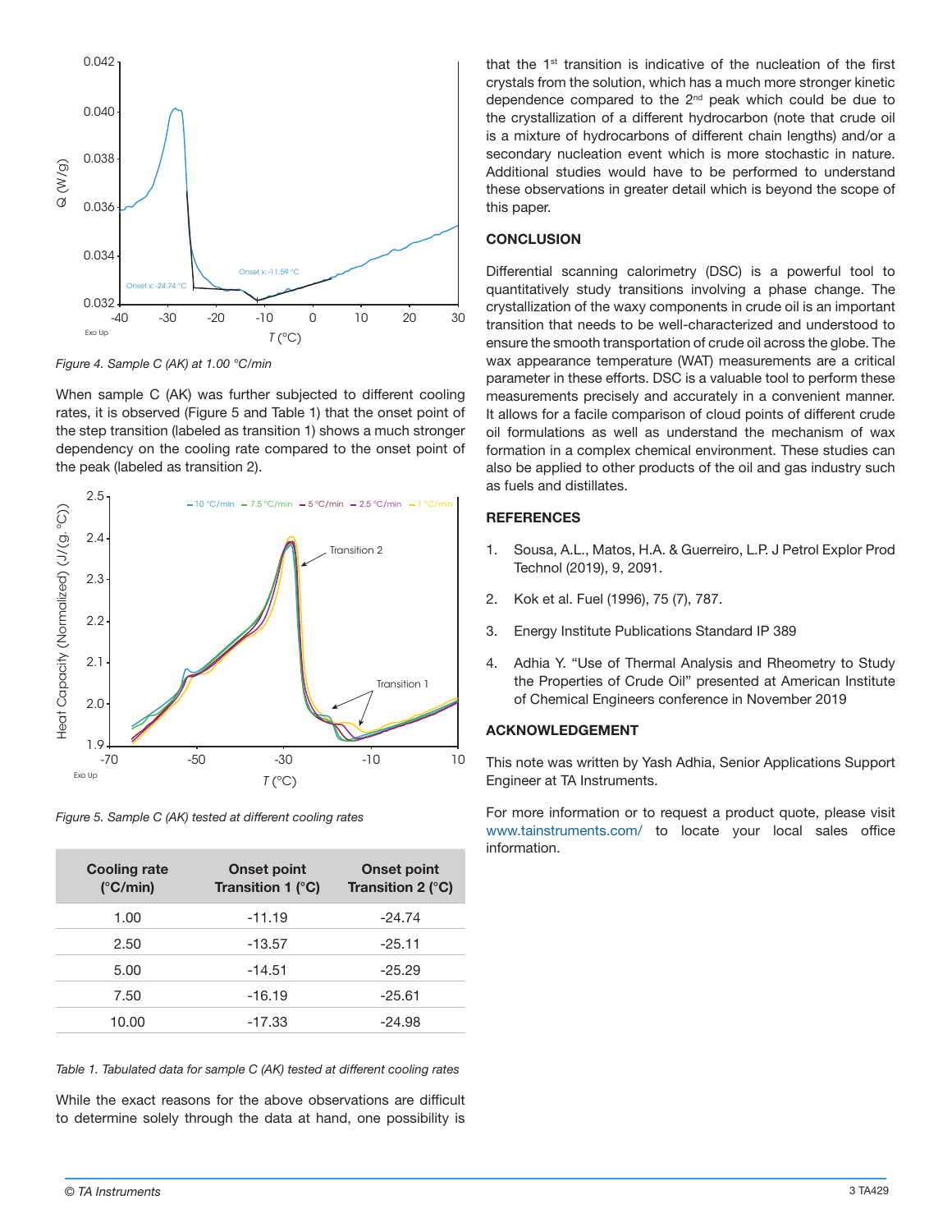0.042
0.040
0.038
0.036
0.034
0.032
Q (W/g)
-40 -30 -20 -10 0 10 20 30
Exo Up
T (°C)
Onset x: -24.74 °C
Onset x: -11.59 °C

*Figure 4. Sample C (AK) at 1.00 °C/min*

When sample C (AK) was further subjected to different cooling rates, it is observed (Figure 5 and Table 1) that the onset point of the step transition (labeled as transition 1) shows a much stronger dependency on the cooling rate compared to the onset point of the peak (labeled as transition 2).

10 °C/min 7.5 °C/min 5 °C/min 2.5 °C/min 1 °C/min
2.5
2.4
2.3
2.2
2.1
2.0
1.9
Heat Capacity (Normalized) (J/(g. °C))
-70 -50 -30 -10 10
Exo Up
T (°C)
Transition 2
Transition 1

*Figure 5. Sample C (AK) tested at different cooling rates*

| Cooling rate (°C/min) | Onset point Transition 1 (°C) | Onset point Transition 2 (°C) |
|---|---|---|
| 1.00 | -11.19 | -24.74 |
| 2.50 | -13.57 | -25.11 |
| 5.00 | -14.51 | -25.29 |
| 7.50 | -16.19 | -25.61 |
| 10.00 | -17.33 | -24.98 |

*Table 1. Tabulated data for sample C (AK) tested at different cooling rates*

While the exact reasons for the above observations are difficult to determine solely through the data at hand, one possibility is that the 1st transition is indicative of the nucleation of the first crystals from the solution, which has a much more stronger kinetic dependence compared to the 2nd peak which could be due to the crystallization of a different hydrocarbon (note that crude oil is a mixture of hydrocarbons of different chain lengths) and/or a secondary nucleation event which is more stochastic in nature. Additional studies would have to be performed to understand these observations in greater detail which is beyond the scope of this paper.

## CONCLUSION

Differential scanning calorimetry (DSC) is a powerful tool to quantitatively study transitions involving a phase change. The crystallization of the waxy components in crude oil is an important transition that needs to be well-characterized and understood to ensure the smooth transportation of crude oil across the globe. The wax appearance temperature (WAT) measurements are a critical parameter in these efforts. DSC is a valuable tool to perform these measurements precisely and accurately in a convenient manner. It allows for a facile comparison of cloud points of different crude oil formulations as well as understand the mechanism of wax formation in a complex chemical environment. These studies can also be applied to other products of the oil and gas industry such as fuels and distillates.

## REFERENCES

1. Sousa, A.L., Matos, H.A. & Guerreiro, L.P. J Petrol Explor Prod Technol (2019), 9, 2091.
2. Kok et al. Fuel (1996), 75 (7), 787.
3. Energy Institute Publications Standard IP 389
4. Adhia Y. "Use of Thermal Analysis and Rheometry to Study the Properties of Crude Oil" presented at American Institute of Chemical Engineers conference in November 2019

## ACKNOWLEDGEMENT

This note was written by Yash Adhia, Senior Applications Support Engineer at TA Instruments.

For more information or to request a product quote, please visit www.tainstruments.com/ to locate your local sales office information.